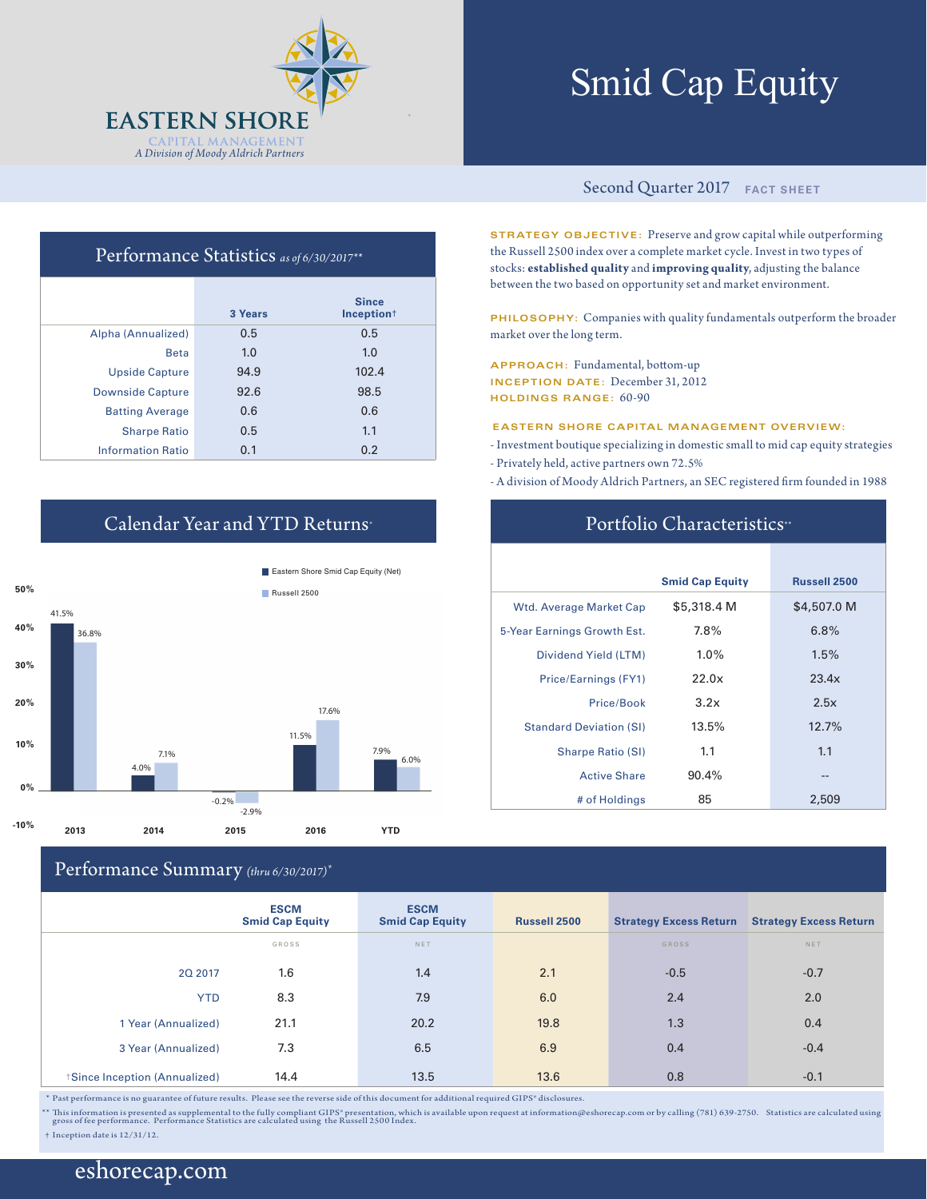EASTERN SHORE
CAPITAL MANAGEMENT
*A Division of Moody Aldrich Partners*

# Smid Cap Equity

Second Quarter 2017 FACT SHEET

## Performance Statistics *as of 6/30/2017***

| | 3 Years | Since Inception† |
|---|---|---|
| Alpha (Annualized) | 0.5 | 0.5 |
| Beta | 1.0 | 1.0 |
| Upside Capture | 94.9 | 102.4 |
| Downside Capture | 92.6 | 98.5 |
| Batting Average | 0.6 | 0.6 |
| Sharpe Ratio | 0.5 | 1.1 |
| Information Ratio | 0.1 | 0.2 |

**STRATEGY OBJECTIVE:** Preserve and grow capital while outperforming the Russell 2500 index over a complete market cycle. Invest in two types of stocks: **established quality** and **improving quality**, adjusting the balance between the two based on opportunity set and market environment.

**PHILOSOPHY:** Companies with quality fundamentals outperform the broader market over the long term.

**APPROACH:** Fundamental, bottom-up
**INCEPTION DATE:** December 31, 2012
**HOLDINGS RANGE:** 60-90

**EASTERN SHORE CAPITAL MANAGEMENT OVERVIEW:**

- Investment boutique specializing in domestic small to mid cap equity strategies
- Privately held, active partners own 72.5%
- A division of Moody Aldrich Partners, an SEC registered firm founded in 1988

## Calendar Year and YTD Returns*

| | 2013 | 2014 | 2015 | 2016 | YTD |
|---|---|---|---|---|---|
| Eastern Shore Smid Cap Equity (Net) | 41.5% | 4.0% | -0.2% | 11.5% | 7.9% |
| Russell 2500 | 36.8% | 7.1% | -2.9% | 17.6% | 6.0% |

## Portfolio Characteristics**

| | Smid Cap Equity | Russell 2500 |
|---|---|---|
| Wtd. Average Market Cap | $5,318.4 M | $4,507.0 M |
| 5-Year Earnings Growth Est. | 7.8% | 6.8% |
| Dividend Yield (LTM) | 1.0% | 1.5% |
| Price/Earnings (FY1) | 22.0x | 23.4x |
| Price/Book | 3.2x | 2.5x |
| Standard Deviation (SI) | 13.5% | 12.7% |
| Sharpe Ratio (SI) | 1.1 | 1.1 |
| Active Share | 90.4% | -- |
| # of Holdings | 85 | 2,509 |

## Performance Summary *(thru 6/30/2017)**

| | ESCM Smid Cap Equity | ESCM Smid Cap Equity | Russell 2500 | Strategy Excess Return | Strategy Excess Return |
|---|---|---|---|---|---|
| | GROSS | NET | | GROSS | NET |
| 2Q 2017 | 1.6 | 1.4 | 2.1 | -0.5 | -0.7 |
| YTD | 8.3 | 7.9 | 6.0 | 2.4 | 2.0 |
| 1 Year (Annualized) | 21.1 | 20.2 | 19.8 | 1.3 | 0.4 |
| 3 Year (Annualized) | 7.3 | 6.5 | 6.9 | 0.4 | -0.4 |
| †Since Inception (Annualized) | 14.4 | 13.5 | 13.6 | 0.8 | -0.1 |

\* Past performance is no guarantee of future results. Please see the reverse side of this document for additional required GIPS® disclosures.

** This information is presented as supplemental to the fully compliant GIPS® presentation, which is available upon request at information@eshorecap.com or by calling (781) 639-2750. Statistics are calculated using gross of fee performance. Performance Statistics are calculated using the Russell 2500 Index.

† Inception date is 12/31/12.

eshorecap.com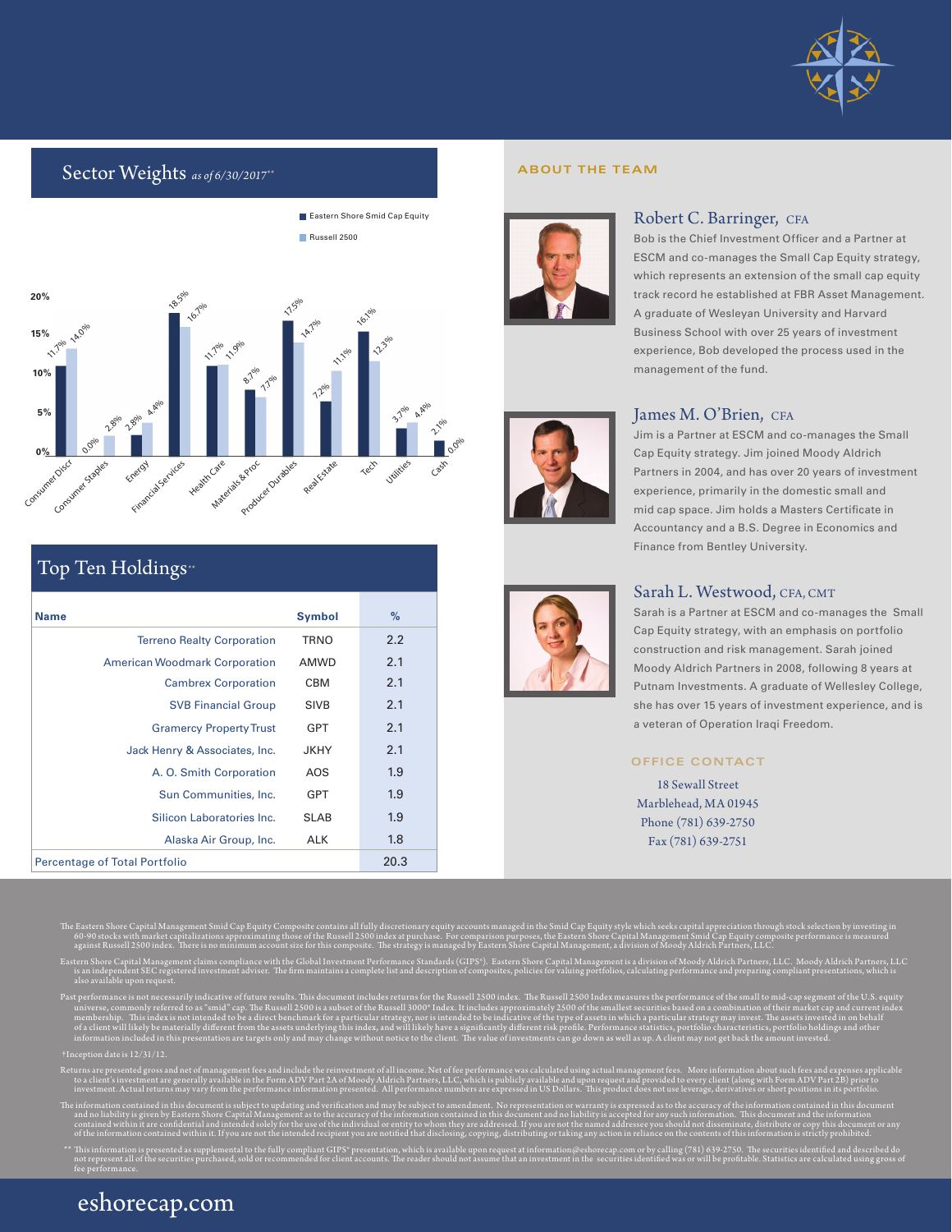## Sector Weights *as of 6/30/2017***

Eastern Shore Smid Cap Equity

Russell 2500

20%
15%
10%
5%
0%

Consumer Discr: 11.7% 14.0%
Consumer Staples: 0.0% 2.8%
Energy: 2.8% 4.4%
Financial Services: 18.5% 16.7%
Health Care: 11.7% 11.9%
Materials & Proc: 8.7% 7.7%
Producer Durables: 17.5% 14.7%
Real Estate: 7.2% 11.1%
Tech: 16.1% 12.3%
Utilities: 3.7% 4.4%
Cash: 2.1% 0.0%

## Top Ten Holdings**

| Name | Symbol | % |
|---|---|---|
| Terreno Realty Corporation | TRNO | 2.2 |
| American Woodmark Corporation | AMWD | 2.1 |
| Cambrex Corporation | CBM | 2.1 |
| SVB Financial Group | SIVB | 2.1 |
| Gramercy Property Trust | GPT | 2.1 |
| Jack Henry & Associates, Inc. | JKHY | 2.1 |
| A. O. Smith Corporation | AOS | 1.9 |
| Sun Communities, Inc. | GPT | 1.9 |
| Silicon Laboratories Inc. | SLAB | 1.9 |
| Alaska Air Group, Inc. | ALK | 1.8 |
| Percentage of Total Portfolio | | 20.3 |

## ABOUT THE TEAM

### Robert C. Barringer, CFA

Bob is the Chief Investment Officer and a Partner at ESCM and co-manages the Small Cap Equity strategy, which represents an extension of the small cap equity track record he established at FBR Asset Management. A graduate of Wesleyan University and Harvard Business School with over 25 years of investment experience, Bob developed the process used in the management of the fund.

### James M. O'Brien, CFA

Jim is a Partner at ESCM and co-manages the Small Cap Equity strategy. Jim joined Moody Aldrich Partners in 2004, and has over 20 years of investment experience, primarily in the domestic small and mid cap space. Jim holds a Masters Certificate in Accountancy and a B.S. Degree in Economics and Finance from Bentley University.

### Sarah L. Westwood, CFA, CMT

Sarah is a Partner at ESCM and co-manages the Small Cap Equity strategy, with an emphasis on portfolio construction and risk management. Sarah joined Moody Aldrich Partners in 2008, following 8 years at Putnam Investments. A graduate of Wellesley College, she has over 15 years of investment experience, and is a veteran of Operation Iraqi Freedom.

## OFFICE CONTACT

18 Sewall Street
Marblehead, MA 01945
Phone (781) 639-2750
Fax (781) 639-2751

The Eastern Shore Capital Management Smid Cap Equity Composite contains all fully discretionary equity accounts managed in the Smid Cap Equity style which seeks capital appreciation through stock selection by investing in 60-90 stocks with market capitalizations approximating those of the Russell 2500 index at purchase. For comparison purposes, the Eastern Shore Capital Management Smid Cap Equity composite performance is measured against Russell 2500 index. There is no minimum account size for this composite. The strategy is managed by Eastern Shore Capital Management, a division of Moody Aldrich Partners, LLC.

Eastern Shore Capital Management claims compliance with the Global Investment Performance Standards (GIPS®). Eastern Shore Capital Management is a division of Moody Aldrich Partners, LLC. Moody Aldrich Partners, LLC is an independent SEC registered investment adviser. The firm maintains a complete list and description of composites, policies for valuing portfolios, calculating performance and preparing compliant presentations, which is also available upon request.

Past performance is not necessarily indicative of future results. This document includes returns for the Russell 2500 index. The Russell 2500 Index measures the performance of the small to mid-cap segment of the U.S. equity universe, commonly referred to as "smid" cap. The Russell 2500 is a subset of the Russell 3000® Index. It includes approximately 2500 of the smallest securities based on a combination of their market cap and current index membership. This index is not intended to be a direct benchmark for a particular strategy, nor is intended to be indicative of the type of assets in which a particular strategy may invest. The assets invested in on behalf of a client will likely be materially different from the assets underlying this index, and will likely have a significantly different risk profile. Performance statistics, portfolio characteristics, portfolio holdings and other information included in this presentation are targets only and may change without notice to the client. The value of investments can go down as well as up. A client may not get back the amount invested.

†Inception date is 12/31/12.

Returns are presented gross and net of management fees and include the reinvestment of all income. Net of fee performance was calculated using actual management fees. More information about such fees and expenses applicable to a client's investment are generally available in the Form ADV Part 2A of Moody Aldrich Partners, LLC, which is publicly available and upon request and provided to every client (along with Form ADV Part 2B) prior to investment. Actual returns may vary from the performance information presented. All performance numbers are expressed in US Dollars. This product does not use leverage, derivatives or short positions in its portfolio.

The information contained in this document is subject to updating and verification and may be subject to amendment. No representation or warranty is expressed as to the accuracy of the information contained in this document and no liability is given by Eastern Shore Capital Management as to the accuracy of the information contained in this document and no liability is accepted for any such information. This document and the information contained within it are confidential and intended solely for the use of the individual or entity to whom they are addressed. If you are not the named addressee you should not disseminate, distribute or copy this document or any of the information contained within it. If you are not the intended recipient you are notified that disclosing, copying, distributing or taking any action in reliance on the contents of this information is strictly prohibited.

** This information is presented as supplemental to the fully compliant GIPS® presentation, which is available upon request at information@eshorecap.com or by calling (781) 639-2750. The securities identified and described do not represent all of the securities purchased, sold or recommended for client accounts. The reader should not assume that an investment in the securities identified was or will be profitable. Statistics are calculated using gross of fee performance.

eshorecap.com